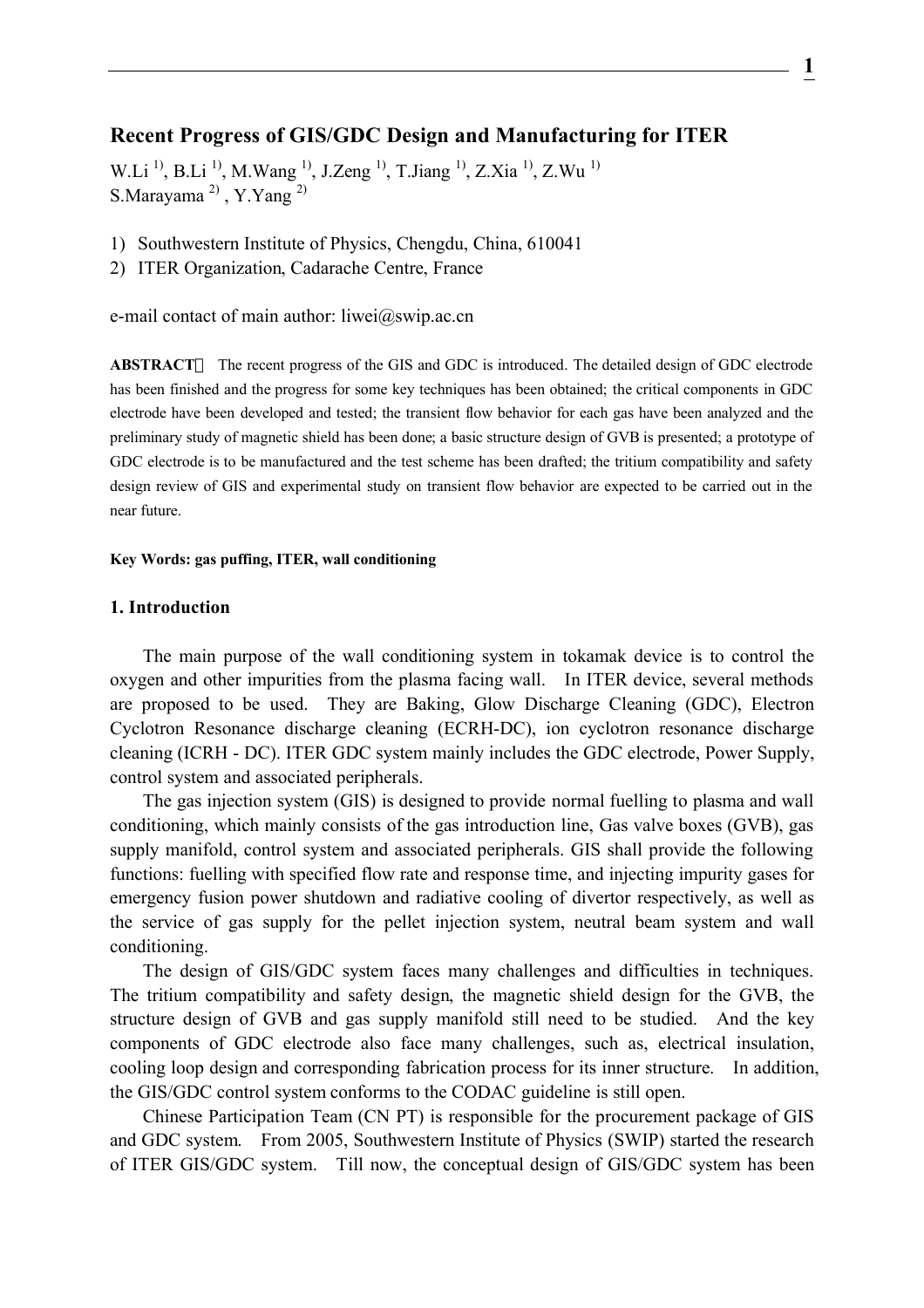# Recent Progress of GIS/GDC Design and Manufacturing for ITER

W.Li [1], B.Li [1], M.Wang [1], J.Zeng [1], T.Jiang [1], Z.Xia [1], Z.Wu [1]
S.Marayama [2], Y.Yang [2]

1) Southwestern Institute of Physics, Chengdu, China, 610041
2) ITER Organization, Cadarache Centre, France

e-mail contact of main author: liwei@swip.ac.cn

**ABSTRACT**： The recent progress of the GIS and GDC is introduced. The detailed design of GDC electrode has been finished and the progress for some key techniques has been obtained; the critical components in GDC electrode have been developed and tested; the transient flow behavior for each gas have been analyzed and the preliminary study of magnetic shield has been done; a basic structure design of GVB is presented; a prototype of GDC electrode is to be manufactured and the test scheme has been drafted; the tritium compatibility and safety design review of GIS and experimental study on transient flow behavior are expected to be carried out in the near future.

**Key Words: gas puffing, ITER, wall conditioning**

## 1. Introduction

The main purpose of the wall conditioning system in tokamak device is to control the oxygen and other impurities from the plasma facing wall. In ITER device, several methods are proposed to be used. They are Baking, Glow Discharge Cleaning (GDC), Electron Cyclotron Resonance discharge cleaning (ECRH-DC), ion cyclotron resonance discharge cleaning (ICRH - DC). ITER GDC system mainly includes the GDC electrode, Power Supply, control system and associated peripherals.

The gas injection system (GIS) is designed to provide normal fuelling to plasma and wall conditioning, which mainly consists of the gas introduction line, Gas valve boxes (GVB), gas supply manifold, control system and associated peripherals. GIS shall provide the following functions: fuelling with specified flow rate and response time, and injecting impurity gases for emergency fusion power shutdown and radiative cooling of divertor respectively, as well as the service of gas supply for the pellet injection system, neutral beam system and wall conditioning.

The design of GIS/GDC system faces many challenges and difficulties in techniques. The tritium compatibility and safety design, the magnetic shield design for the GVB, the structure design of GVB and gas supply manifold still need to be studied. And the key components of GDC electrode also face many challenges, such as, electrical insulation, cooling loop design and corresponding fabrication process for its inner structure. In addition, the GIS/GDC control system conforms to the CODAC guideline is still open.

Chinese Participation Team (CN PT) is responsible for the procurement package of GIS and GDC system. From 2005, Southwestern Institute of Physics (SWIP) started the research of ITER GIS/GDC system. Till now, the conceptual design of GIS/GDC system has been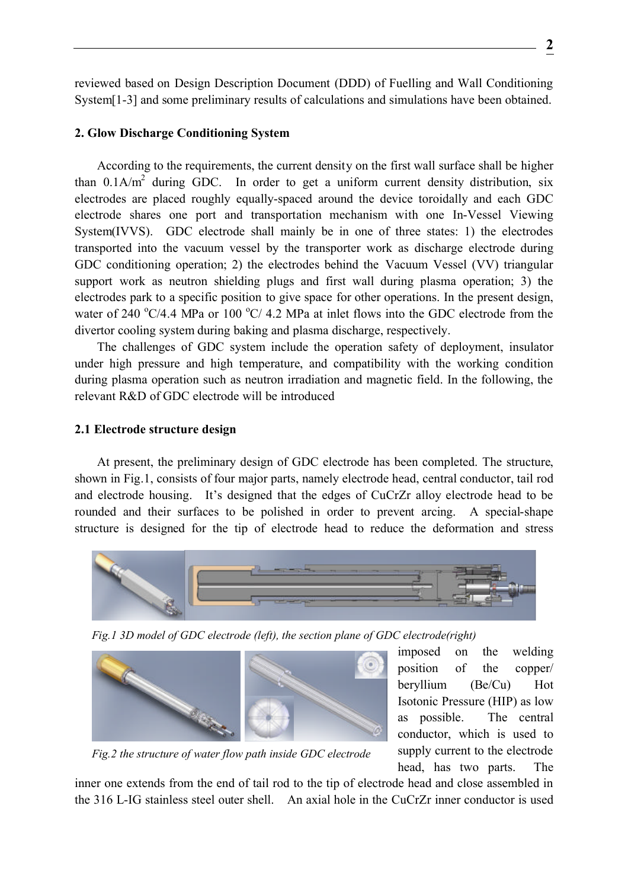reviewed based on Design Description Document (DDD) of Fuelling and Wall Conditioning System[1-3] and some preliminary results of calculations and simulations have been obtained.

## 2. Glow Discharge Conditioning System

According to the requirements, the current density on the first wall surface shall be higher than $0.1 A/m^2$ during GDC. In order to get a uniform current density distribution, six electrodes are placed roughly equally-spaced around the device toroidally and each GDC electrode shares one port and transportation mechanism with one In-Vessel Viewing System(IVVS). GDC electrode shall mainly be in one of three states: 1) the electrodes transported into the vacuum vessel by the transporter work as discharge electrode during GDC conditioning operation; 2) the electrodes behind the Vacuum Vessel (VV) triangular support work as neutron shielding plugs and first wall during plasma operation; 3) the electrodes park to a specific position to give space for other operations. In the present design, water of 240 $^{o}$C/4.4 MPa or 100 $^{o}$C/ 4.2 MPa at inlet flows into the GDC electrode from the divertor cooling system during baking and plasma discharge, respectively.

The challenges of GDC system include the operation safety of deployment, insulator under high pressure and high temperature, and compatibility with the working condition during plasma operation such as neutron irradiation and magnetic field. In the following, the relevant R&D of GDC electrode will be introduced

### 2.1 Electrode structure design

At present, the preliminary design of GDC electrode has been completed. The structure, shown in Fig.1, consists of four major parts, namely electrode head, central conductor, tail rod and electrode housing. It's designed that the edges of CuCrZr alloy electrode head to be rounded and their surfaces to be polished in order to prevent arcing. A special-shape structure is designed for the tip of electrode head to reduce the deformation and stress imposed on the welding position of the copper/ beryllium (Be/Cu) Hot Isotonic Pressure (HIP) as low as possible. The central conductor, which is used to supply current to the electrode head, has two parts. The inner one extends from the end of tail rod to the tip of electrode head and close assembled in the 316 L-IG stainless steel outer shell. An axial hole in the CuCrZr inner conductor is used

*Fig.1 3D model of GDC electrode (left), the section plane of GDC electrode(right)*

*Fig.2 the structure of water flow path inside GDC electrode*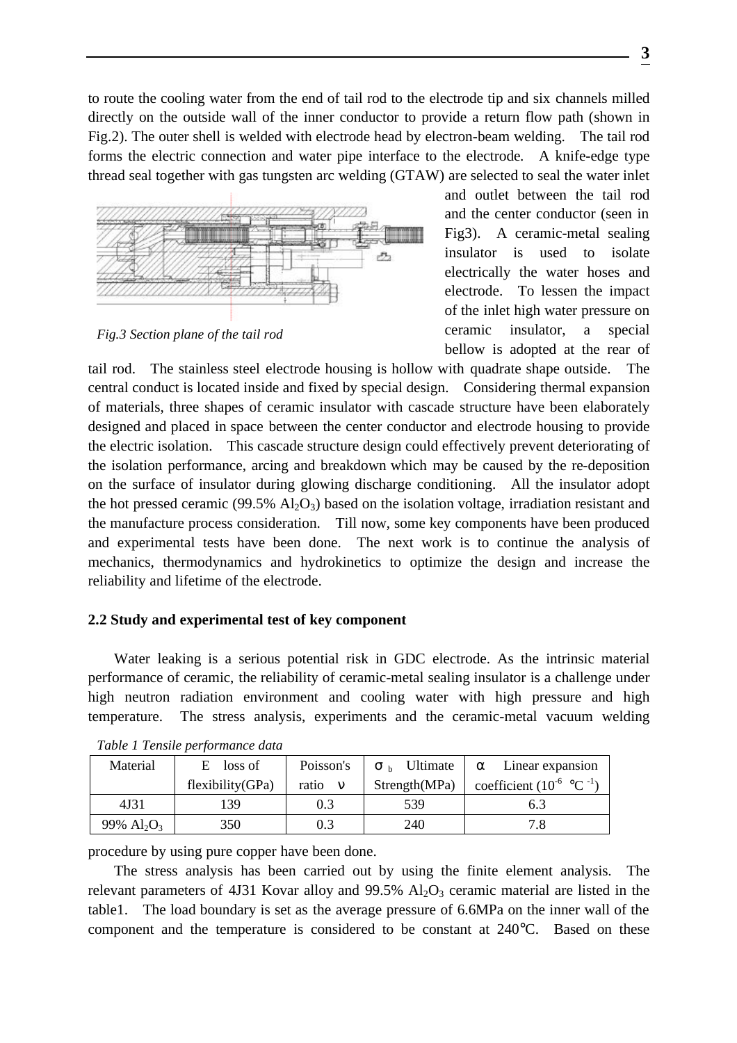to route the cooling water from the end of tail rod to the electrode tip and six channels milled directly on the outside wall of the inner conductor to provide a return flow path (shown in Fig.2). The outer shell is welded with electrode head by electron-beam welding. The tail rod forms the electric connection and water pipe interface to the electrode. A knife-edge type thread seal together with gas tungsten arc welding (GTAW) are selected to seal the water inlet and outlet between the tail rod and the center conductor (seen in Fig3). A ceramic-metal sealing insulator is used to isolate electrically the water hoses and electrode. To lessen the impact of the inlet high water pressure on ceramic insulator, a special bellow is adopted at the rear of tail rod. The stainless steel electrode housing is hollow with quadrate shape outside. The central conduct is located inside and fixed by special design. Considering thermal expansion of materials, three shapes of ceramic insulator with cascade structure have been elaborately designed and placed in space between the center conductor and electrode housing to provide the electric isolation. This cascade structure design could effectively prevent deteriorating of the isolation performance, arcing and breakdown which may be caused by the re-deposition on the surface of insulator during glowing discharge conditioning. All the insulator adopt the hot pressed ceramic (99.5% $Al_2O_3$) based on the isolation voltage, irradiation resistant and the manufacture process consideration. Till now, some key components have been produced and experimental tests have been done. The next work is to continue the analysis of mechanics, thermodynamics and hydrokinetics to optimize the design and increase the reliability and lifetime of the electrode.

*Fig.3 Section plane of the tail rod*

### 2.2 Study and experimental test of key component

Water leaking is a serious potential risk in GDC electrode. As the intrinsic material performance of ceramic, the reliability of ceramic-metal sealing insulator is a challenge under high neutron radiation environment and cooling water with high pressure and high temperature. The stress analysis, experiments and the ceramic-metal vacuum welding procedure by using pure copper have been done.

*Table 1 Tensile performance data*

| Material | E loss of flexibility(GPa) | Poisson's ratio $\nu$ | $\sigma_b$ Ultimate Strength(MPa) | $\alpha$ Linear expansion coefficient ($10^{-6}$ ℃$^{-1}$) |
|---|---|---|---|---|
| 4J31 | 139 | 0.3 | 539 | 6.3 |
| 99% $Al_2O_3$ | 350 | 0.3 | 240 | 7.8 |

The stress analysis has been carried out by using the finite element analysis. The relevant parameters of 4J31 Kovar alloy and 99.5% $Al_2O_3$ ceramic material are listed in the table1. The load boundary is set as the average pressure of 6.6MPa on the inner wall of the component and the temperature is considered to be constant at 240℃. Based on these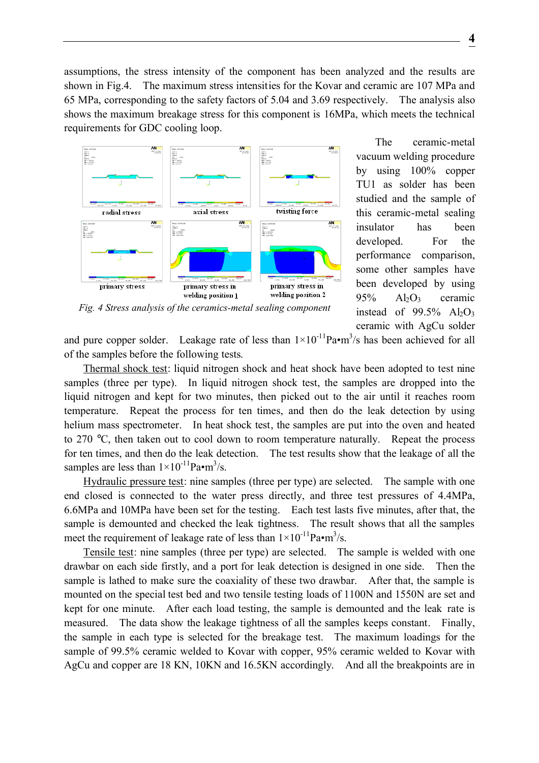assumptions, the stress intensity of the component has been analyzed and the results are shown in Fig.4. The maximum stress intensities for the Kovar and ceramic are 107 MPa and 65 MPa, corresponding to the safety factors of 5.04 and 3.69 respectively. The analysis also shows the maximum breakage stress for this component is 16MPa, which meets the technical requirements for GDC cooling loop.

radial stress | axial stress | twisting force | primary stress | primary stress in welding position 1 | primary stress in welding position 2

*Fig. 4 Stress analysis of the ceramics-metal sealing component*

The ceramic-metal vacuum welding procedure by using 100% copper TU1 as solder has been studied and the sample of this ceramic-metal sealing insulator has been developed. For the performance comparison, some other samples have been developed by using 95% $Al_2O_3$ ceramic instead of 99.5% $Al_2O_3$ ceramic with AgCu solder and pure copper solder. Leakage rate of less than $1\times10^{-11}$Pa•m$^3$/s has been achieved for all of the samples before the following tests.

Thermal shock test: liquid nitrogen shock and heat shock have been adopted to test nine samples (three per type). In liquid nitrogen shock test, the samples are dropped into the liquid nitrogen and kept for two minutes, then picked out to the air until it reaches room temperature. Repeat the process for ten times, and then do the leak detection by using helium mass spectrometer. In heat shock test, the samples are put into the oven and heated to 270 ℃, then taken out to cool down to room temperature naturally. Repeat the process for ten times, and then do the leak detection. The test results show that the leakage of all the samples are less than $1\times10^{-11}$Pa•m$^3$/s.

Hydraulic pressure test: nine samples (three per type) are selected. The sample with one end closed is connected to the water press directly, and three test pressures of 4.4MPa, 6.6MPa and 10MPa have been set for the testing. Each test lasts five minutes, after that, the sample is demounted and checked the leak tightness. The result shows that all the samples meet the requirement of leakage rate of less than $1\times10^{-11}$Pa•m$^3$/s.

Tensile test: nine samples (three per type) are selected. The sample is welded with one drawbar on each side firstly, and a port for leak detection is designed in one side. Then the sample is lathed to make sure the coaxiality of these two drawbar. After that, the sample is mounted on the special test bed and two tensile testing loads of 1100N and 1550N are set and kept for one minute. After each load testing, the sample is demounted and the leak rate is measured. The data show the leakage tightness of all the samples keeps constant. Finally, the sample in each type is selected for the breakage test. The maximum loadings for the sample of 99.5% ceramic welded to Kovar with copper, 95% ceramic welded to Kovar with AgCu and copper are 18 KN, 10KN and 16.5KN accordingly. And all the breakpoints are in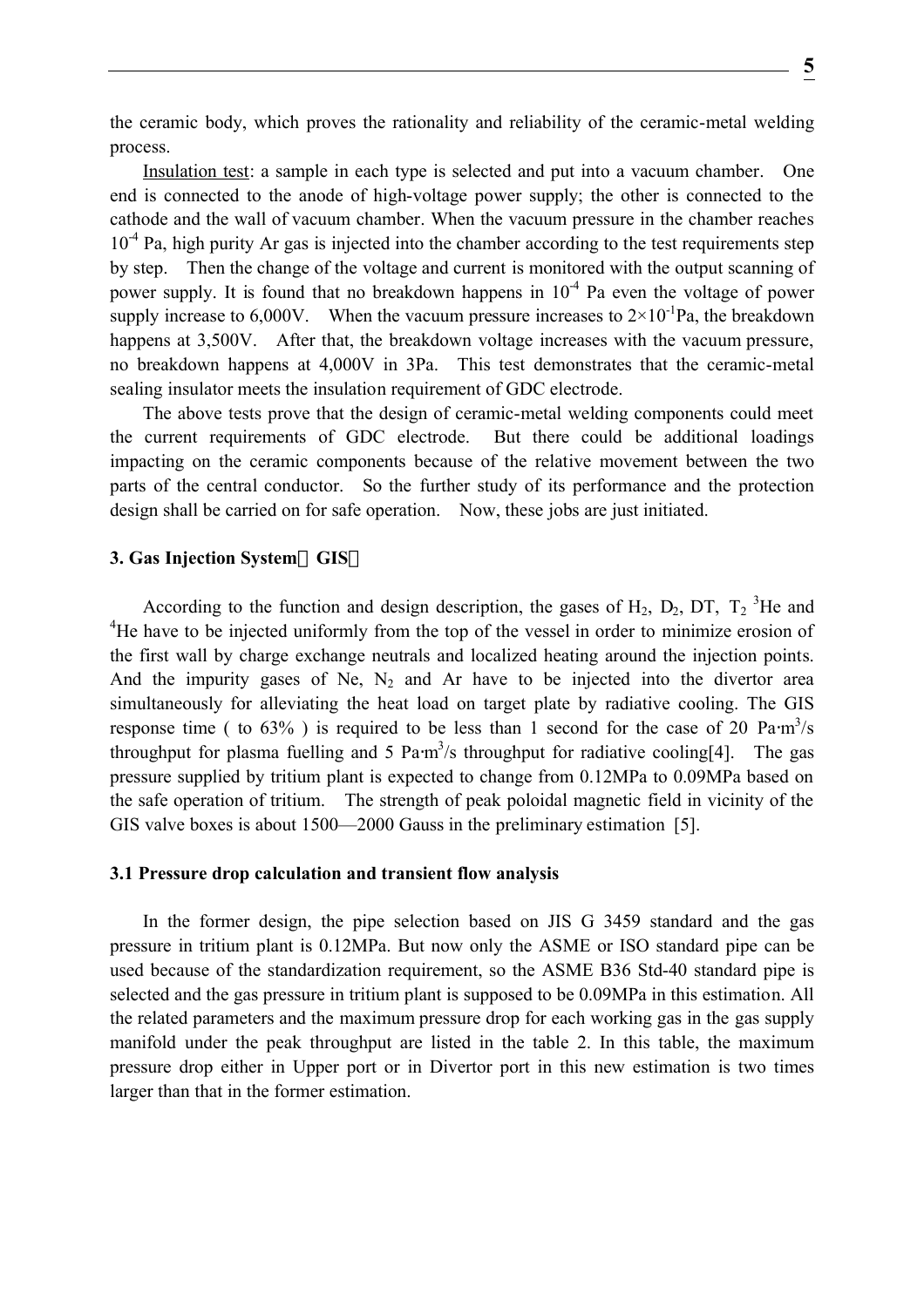the ceramic body, which proves the rationality and reliability of the ceramic-metal welding process.

Insulation test: a sample in each type is selected and put into a vacuum chamber. One end is connected to the anode of high-voltage power supply; the other is connected to the cathode and the wall of vacuum chamber. When the vacuum pressure in the chamber reaches $10^{-4}$ Pa, high purity Ar gas is injected into the chamber according to the test requirements step by step. Then the change of the voltage and current is monitored with the output scanning of power supply. It is found that no breakdown happens in $10^{-4}$ Pa even the voltage of power supply increase to 6,000V. When the vacuum pressure increases to $2\times10^{-1}$Pa, the breakdown happens at 3,500V. After that, the breakdown voltage increases with the vacuum pressure, no breakdown happens at 4,000V in 3Pa. This test demonstrates that the ceramic-metal sealing insulator meets the insulation requirement of GDC electrode.

The above tests prove that the design of ceramic-metal welding components could meet the current requirements of GDC electrode. But there could be additional loadings impacting on the ceramic components because of the relative movement between the two parts of the central conductor. So the further study of its performance and the protection design shall be carried on for safe operation. Now, these jobs are just initiated.

### 3. Gas Injection System（GIS）

According to the function and design description, the gases of $H_2$, $D_2$, DT, $T_2$ $^3$He and $^4$He have to be injected uniformly from the top of the vessel in order to minimize erosion of the first wall by charge exchange neutrals and localized heating around the injection points. And the impurity gases of Ne, $N_2$ and Ar have to be injected into the divertor area simultaneously for alleviating the heat load on target plate by radiative cooling. The GIS response time ( to 63% ) is required to be less than 1 second for the case of 20 Pa·m$^3$/s throughput for plasma fuelling and 5 Pa·m$^3$/s throughput for radiative cooling[4]. The gas pressure supplied by tritium plant is expected to change from 0.12MPa to 0.09MPa based on the safe operation of tritium. The strength of peak poloidal magnetic field in vicinity of the GIS valve boxes is about 1500—2000 Gauss in the preliminary estimation [5].

#### 3.1 Pressure drop calculation and transient flow analysis

In the former design, the pipe selection based on JIS G 3459 standard and the gas pressure in tritium plant is 0.12MPa. But now only the ASME or ISO standard pipe can be used because of the standardization requirement, so the ASME B36 Std-40 standard pipe is selected and the gas pressure in tritium plant is supposed to be 0.09MPa in this estimation. All the related parameters and the maximum pressure drop for each working gas in the gas supply manifold under the peak throughput are listed in the table 2. In this table, the maximum pressure drop either in Upper port or in Divertor port in this new estimation is two times larger than that in the former estimation.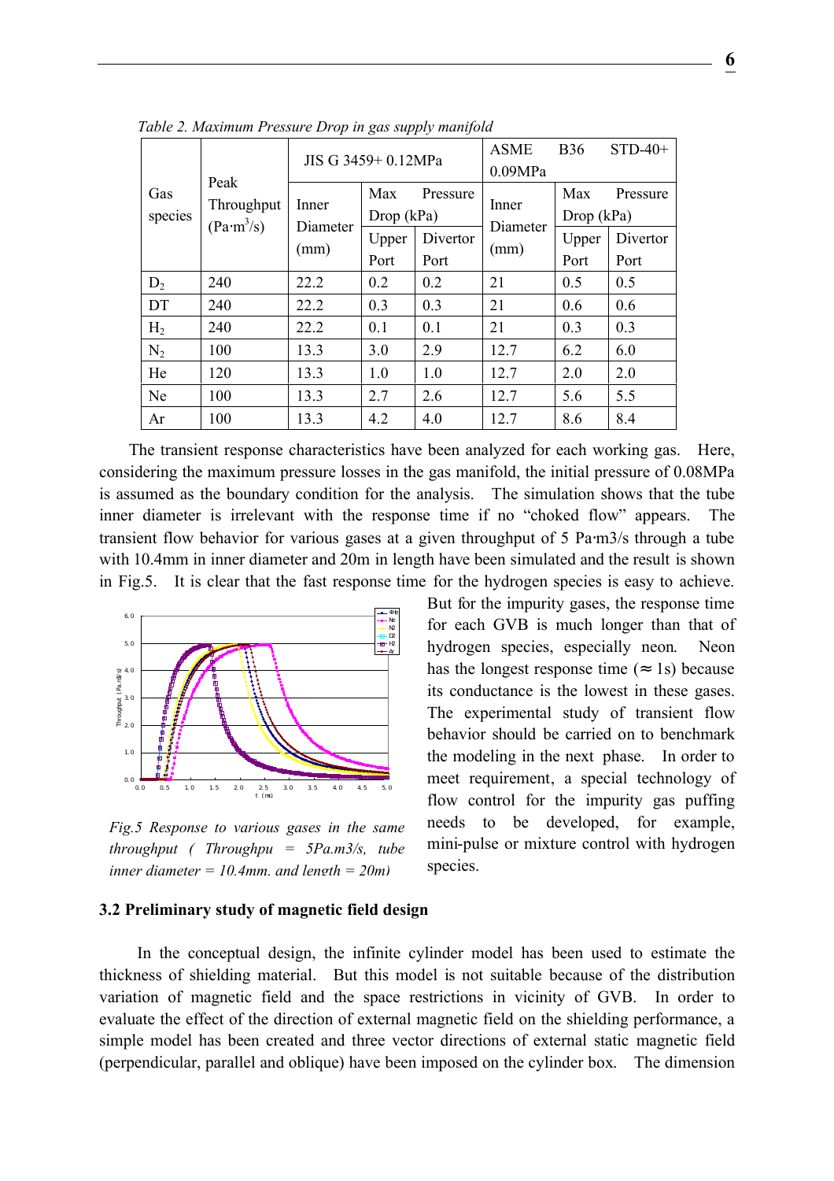*Table 2. Maximum Pressure Drop in gas supply manifold*

| Gas species | Peak Throughput ($Pa{\cdot}m^3/s$) | JIS G 3459+ 0.12MPa | | | ASME B36 STD-40+ 0.09MPa | | |
|---|---|---|---|---|---|---|---|
| | | Inner Diameter (mm) | Max Pressure Drop (kPa) | | Inner Diameter (mm) | Max Pressure Drop (kPa) | |
| | | | Upper Port | Divertor Port | | Upper Port | Divertor Port |
| $D_2$ | 240 | 22.2 | 0.2 | 0.2 | 21 | 0.5 | 0.5 |
| DT | 240 | 22.2 | 0.3 | 0.3 | 21 | 0.6 | 0.6 |
| $H_2$ | 240 | 22.2 | 0.1 | 0.1 | 21 | 0.3 | 0.3 |
| $N_2$ | 100 | 13.3 | 3.0 | 2.9 | 12.7 | 6.2 | 6.0 |
| He | 120 | 13.3 | 1.0 | 1.0 | 12.7 | 2.0 | 2.0 |
| Ne | 100 | 13.3 | 2.7 | 2.6 | 12.7 | 5.6 | 5.5 |
| Ar | 100 | 13.3 | 4.2 | 4.0 | 12.7 | 8.6 | 8.4 |

The transient response characteristics have been analyzed for each working gas. Here, considering the maximum pressure losses in the gas manifold, the initial pressure of 0.08MPa is assumed as the boundary condition for the analysis. The simulation shows that the tube inner diameter is irrelevant with the response time if no "choked flow" appears. The transient flow behavior for various gases at a given throughput of 5 Pa·m3/s through a tube with 10.4mm in inner diameter and 20m in length have been simulated and the result is shown in Fig.5. It is clear that the fast response time for the hydrogen species is easy to achieve. But for the impurity gases, the response time for each GVB is much longer than that of hydrogen species, especially neon. Neon has the longest response time (≈ 1s) because its conductance is the lowest in these gases. The experimental study of transient flow behavior should be carried on to benchmark the modeling in the next phase. In order to meet requirement, a special technology of flow control for the impurity gas puffing needs to be developed, for example, mini-pulse or mixture control with hydrogen species.

*Fig.5 Response to various gases in the same throughput ( Throughpu = 5Pa.m3/s, tube inner diameter = 10.4mm, and length = 20m)*

### 3.2 Preliminary study of magnetic field design

In the conceptual design, the infinite cylinder model has been used to estimate the thickness of shielding material. But this model is not suitable because of the distribution variation of magnetic field and the space restrictions in vicinity of GVB. In order to evaluate the effect of the direction of external magnetic field on the shielding performance, a simple model has been created and three vector directions of external static magnetic field (perpendicular, parallel and oblique) have been imposed on the cylinder box. The dimension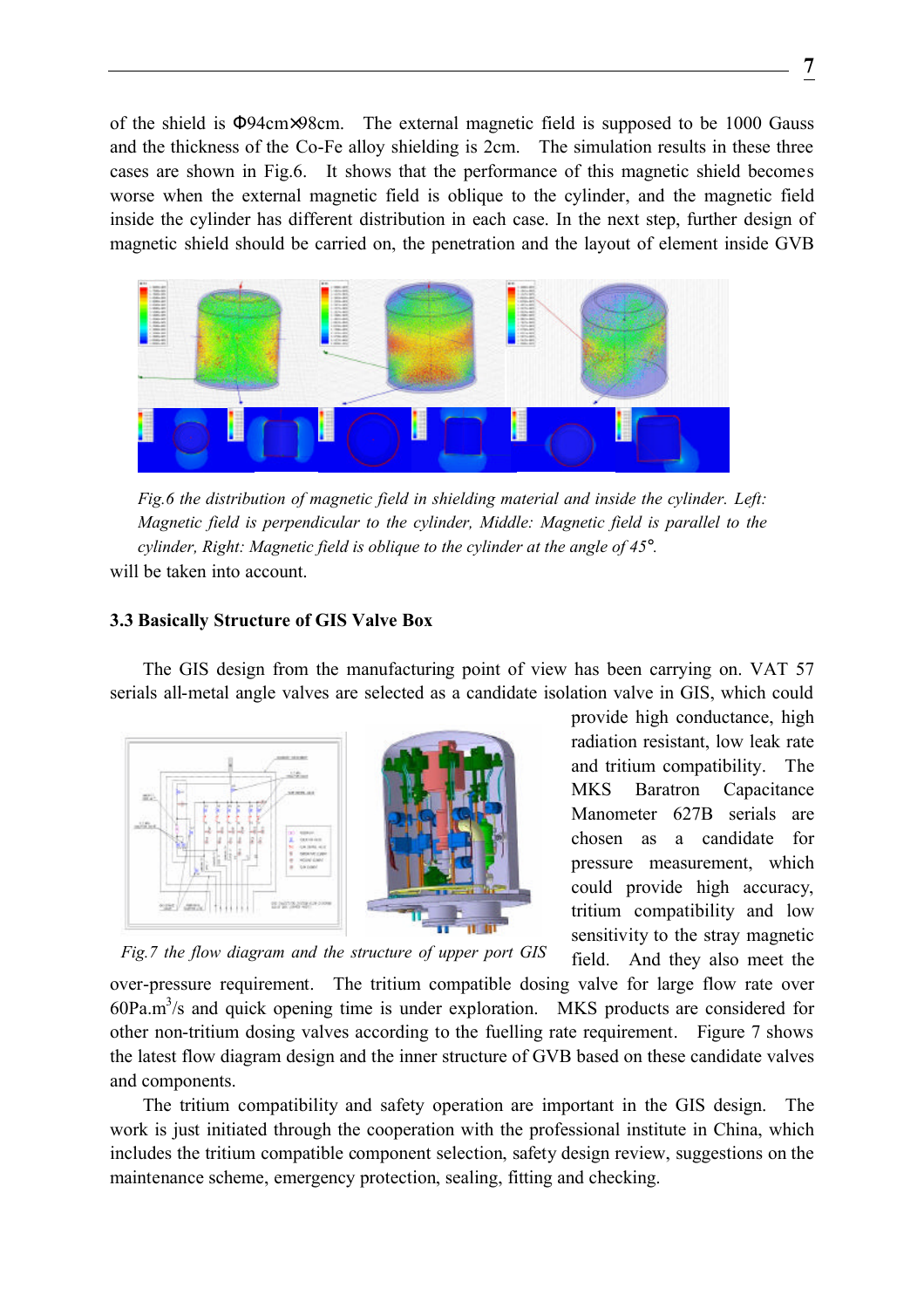of the shield is Φ94cm×98cm. The external magnetic field is supposed to be 1000 Gauss and the thickness of the Co-Fe alloy shielding is 2cm. The simulation results in these three cases are shown in Fig.6. It shows that the performance of this magnetic shield becomes worse when the external magnetic field is oblique to the cylinder, and the magnetic field inside the cylinder has different distribution in each case. In the next step, further design of magnetic shield should be carried on, the penetration and the layout of element inside GVB will be taken into account.

*Fig.6 the distribution of magnetic field in shielding material and inside the cylinder. Left: Magnetic field is perpendicular to the cylinder, Middle: Magnetic field is parallel to the cylinder, Right: Magnetic field is oblique to the cylinder at the angle of 45°.*

### 3.3 Basically Structure of GIS Valve Box

The GIS design from the manufacturing point of view has been carrying on. VAT 57 serials all-metal angle valves are selected as a candidate isolation valve in GIS, which could provide high conductance, high radiation resistant, low leak rate and tritium compatibility. The MKS Baratron Capacitance Manometer 627B serials are chosen as a candidate for pressure measurement, which could provide high accuracy, tritium compatibility and low sensitivity to the stray magnetic field. And they also meet the over-pressure requirement. The tritium compatible dosing valve for large flow rate over $60\text{Pa.m}^3/\text{s}$ and quick opening time is under exploration. MKS products are considered for other non-tritium dosing valves according to the fuelling rate requirement. Figure 7 shows the latest flow diagram design and the inner structure of GVB based on these candidate valves and components.

*Fig.7 the flow diagram and the structure of upper port GIS*

The tritium compatibility and safety operation are important in the GIS design. The work is just initiated through the cooperation with the professional institute in China, which includes the tritium compatible component selection, safety design review, suggestions on the maintenance scheme, emergency protection, sealing, fitting and checking.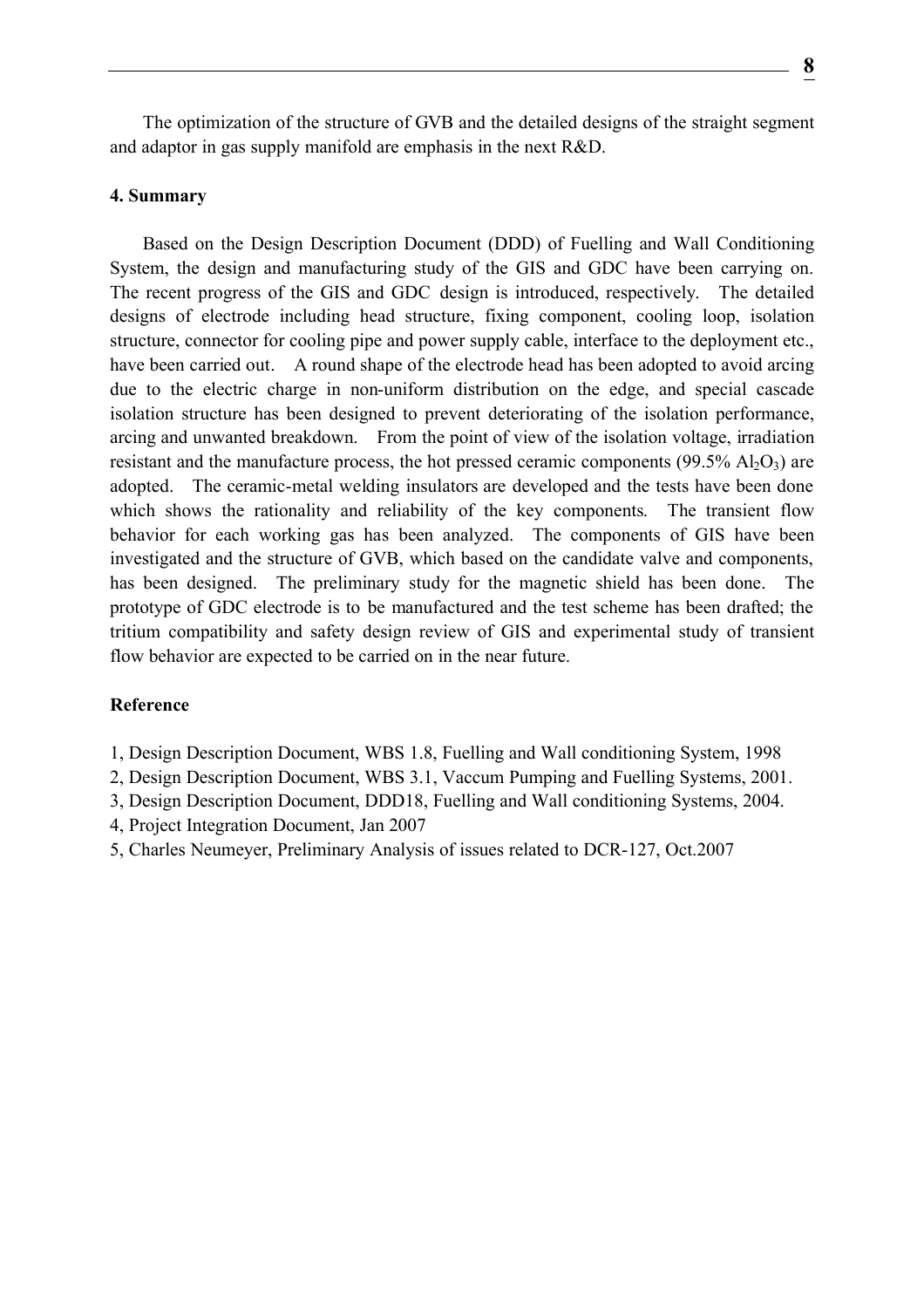The optimization of the structure of GVB and the detailed designs of the straight segment and adaptor in gas supply manifold are emphasis in the next R&D.

### 4. Summary

Based on the Design Description Document (DDD) of Fuelling and Wall Conditioning System, the design and manufacturing study of the GIS and GDC have been carrying on. The recent progress of the GIS and GDC design is introduced, respectively. The detailed designs of electrode including head structure, fixing component, cooling loop, isolation structure, connector for cooling pipe and power supply cable, interface to the deployment etc., have been carried out. A round shape of the electrode head has been adopted to avoid arcing due to the electric charge in non-uniform distribution on the edge, and special cascade isolation structure has been designed to prevent deteriorating of the isolation performance, arcing and unwanted breakdown. From the point of view of the isolation voltage, irradiation resistant and the manufacture process, the hot pressed ceramic components (99.5% $Al_2O_3$) are adopted. The ceramic-metal welding insulators are developed and the tests have been done which shows the rationality and reliability of the key components. The transient flow behavior for each working gas has been analyzed. The components of GIS have been investigated and the structure of GVB, which based on the candidate valve and components, has been designed. The preliminary study for the magnetic shield has been done. The prototype of GDC electrode is to be manufactured and the test scheme has been drafted; the tritium compatibility and safety design review of GIS and experimental study of transient flow behavior are expected to be carried on in the near future.

### Reference

1, Design Description Document, WBS 1.8, Fuelling and Wall conditioning System, 1998
2, Design Description Document, WBS 3.1, Vaccum Pumping and Fuelling Systems, 2001.
3, Design Description Document, DDD18, Fuelling and Wall conditioning Systems, 2004.
4, Project Integration Document, Jan 2007
5, Charles Neumeyer, Preliminary Analysis of issues related to DCR-127, Oct.2007